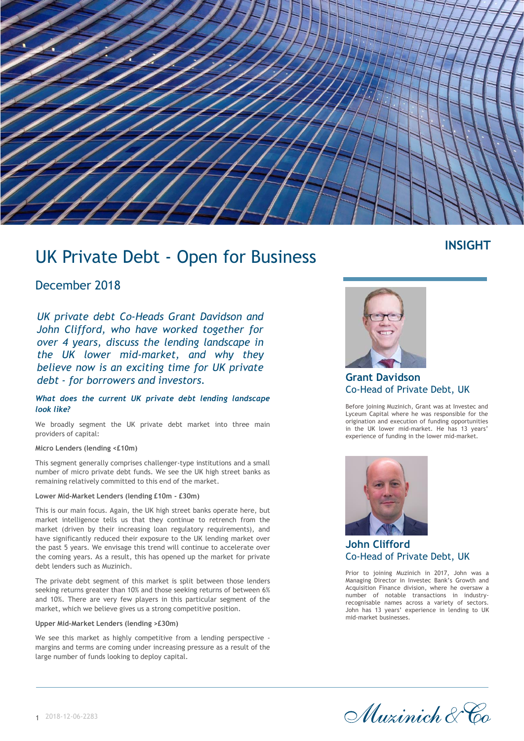INSIGHT

# UK Private Debt - Open for Business

## December 2018

*UK private debt Co-Heads Grant Davidson and John Clifford, who have worked together for over 4 years, discuss the lending landscape in the UK lower mid-market, and why they believe now is an exciting time for UK private debt - for borrowers and investors.*

***What does the current UK private debt lending landscape look like?***

We broadly segment the UK private debt market into three main providers of capital:

**Micro Lenders (lending <£10m)**

This segment generally comprises challenger-type institutions and a small number of micro private debt funds. We see the UK high street banks as remaining relatively committed to this end of the market.

**Lower Mid-Market Lenders (lending £10m - £30m)**

This is our main focus. Again, the UK high street banks operate here, but market intelligence tells us that they continue to retrench from the market (driven by their increasing loan regulatory requirements), and have significantly reduced their exposure to the UK lending market over the past 5 years. We envisage this trend will continue to accelerate over the coming years. As a result, this has opened up the market for private debt lenders such as Muzinich.

The private debt segment of this market is split between those lenders seeking returns greater than 10% and those seeking returns of between 6% and 10%. There are very few players in this particular segment of the market, which we believe gives us a strong competitive position.

**Upper Mid-Market Lenders (lending >£30m)**

We see this market as highly competitive from a lending perspective - margins and terms are coming under increasing pressure as a result of the large number of funds looking to deploy capital.

**Grant Davidson**
Co-Head of Private Debt, UK

Before joining Muzinich, Grant was at Investec and Lyceum Capital where he was responsible for the origination and execution of funding opportunities in the UK lower mid-market. He has 13 years' experience of funding in the lower mid-market.

**John Clifford**
Co-Head of Private Debt, UK

Prior to joining Muzinich in 2017, John was a Managing Director in Investec Bank's Growth and Acquisition Finance division, where he oversaw a number of notable transactions in industry-recognisable names across a variety of sectors. John has 13 years' experience in lending to UK mid-market businesses.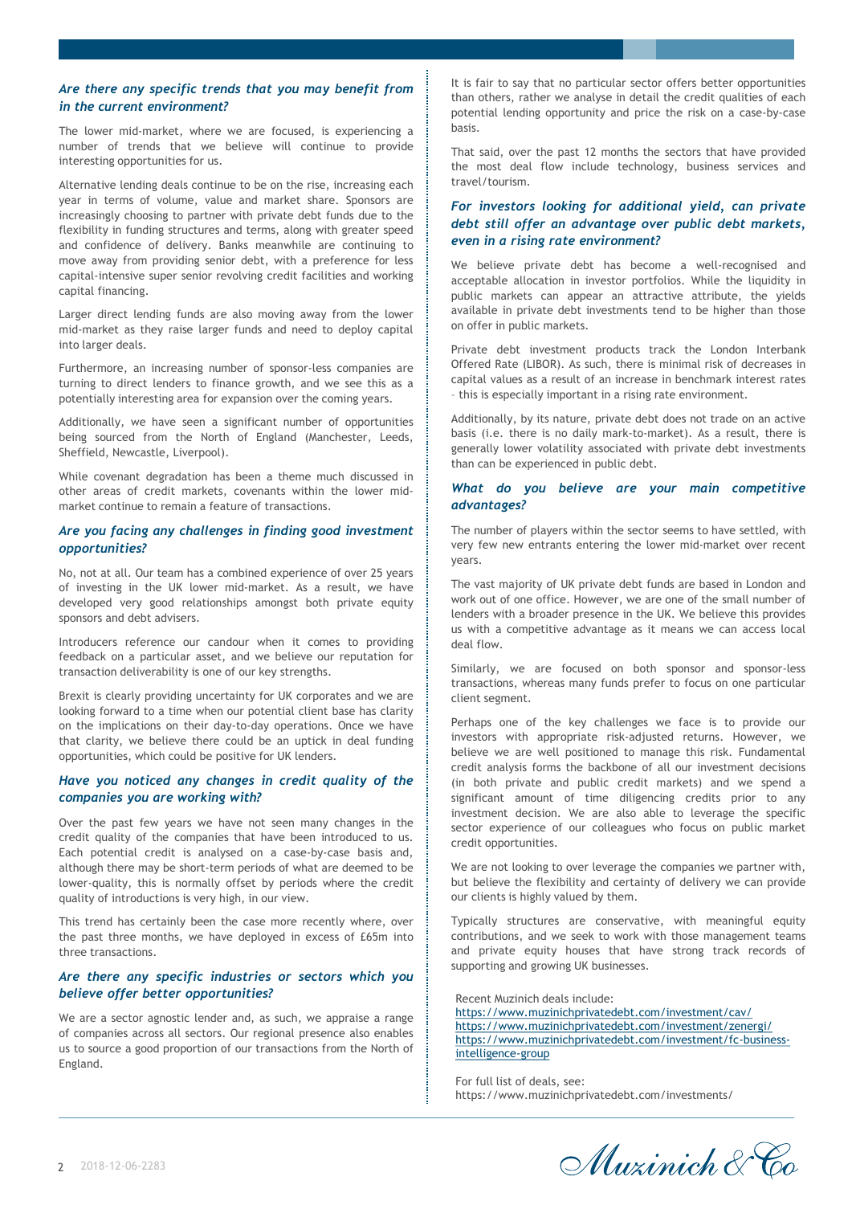### *Are there any specific trends that you may benefit from in the current environment?*

The lower mid-market, where we are focused, is experiencing a number of trends that we believe will continue to provide interesting opportunities for us.

Alternative lending deals continue to be on the rise, increasing each year in terms of volume, value and market share. Sponsors are increasingly choosing to partner with private debt funds due to the flexibility in funding structures and terms, along with greater speed and confidence of delivery. Banks meanwhile are continuing to move away from providing senior debt, with a preference for less capital-intensive super senior revolving credit facilities and working capital financing.

Larger direct lending funds are also moving away from the lower mid-market as they raise larger funds and need to deploy capital into larger deals.

Furthermore, an increasing number of sponsor-less companies are turning to direct lenders to finance growth, and we see this as a potentially interesting area for expansion over the coming years.

Additionally, we have seen a significant number of opportunities being sourced from the North of England (Manchester, Leeds, Sheffield, Newcastle, Liverpool).

While covenant degradation has been a theme much discussed in other areas of credit markets, covenants within the lower mid-market continue to remain a feature of transactions.

### *Are you facing any challenges in finding good investment opportunities?*

No, not at all. Our team has a combined experience of over 25 years of investing in the UK lower mid-market. As a result, we have developed very good relationships amongst both private equity sponsors and debt advisers.

Introducers reference our candour when it comes to providing feedback on a particular asset, and we believe our reputation for transaction deliverability is one of our key strengths.

Brexit is clearly providing uncertainty for UK corporates and we are looking forward to a time when our potential client base has clarity on the implications on their day-to-day operations. Once we have that clarity, we believe there could be an uptick in deal funding opportunities, which could be positive for UK lenders.

### *Have you noticed any changes in credit quality of the companies you are working with?*

Over the past few years we have not seen many changes in the credit quality of the companies that have been introduced to us. Each potential credit is analysed on a case-by-case basis and, although there may be short-term periods of what are deemed to be lower-quality, this is normally offset by periods where the credit quality of introductions is very high, in our view.

This trend has certainly been the case more recently where, over the past three months, we have deployed in excess of £65m into three transactions.

### *Are there any specific industries or sectors which you believe offer better opportunities?*

We are a sector agnostic lender and, as such, we appraise a range of companies across all sectors. Our regional presence also enables us to source a good proportion of our transactions from the North of England.

It is fair to say that no particular sector offers better opportunities than others, rather we analyse in detail the credit qualities of each potential lending opportunity and price the risk on a case-by-case basis.

That said, over the past 12 months the sectors that have provided the most deal flow include technology, business services and travel/tourism.

### *For investors looking for additional yield, can private debt still offer an advantage over public debt markets, even in a rising rate environment?*

We believe private debt has become a well-recognised and acceptable allocation in investor portfolios. While the liquidity in public markets can appear an attractive attribute, the yields available in private debt investments tend to be higher than those on offer in public markets.

Private debt investment products track the London Interbank Offered Rate (LIBOR). As such, there is minimal risk of decreases in capital values as a result of an increase in benchmark interest rates – this is especially important in a rising rate environment.

Additionally, by its nature, private debt does not trade on an active basis (i.e. there is no daily mark-to-market). As a result, there is generally lower volatility associated with private debt investments than can be experienced in public debt.

### *What do you believe are your main competitive advantages?*

The number of players within the sector seems to have settled, with very few new entrants entering the lower mid-market over recent years.

The vast majority of UK private debt funds are based in London and work out of one office. However, we are one of the small number of lenders with a broader presence in the UK. We believe this provides us with a competitive advantage as it means we can access local deal flow.

Similarly, we are focused on both sponsor and sponsor-less transactions, whereas many funds prefer to focus on one particular client segment.

Perhaps one of the key challenges we face is to provide our investors with appropriate risk-adjusted returns. However, we believe we are well positioned to manage this risk. Fundamental credit analysis forms the backbone of all our investment decisions (in both private and public credit markets) and we spend a significant amount of time diligencing credits prior to any investment decision. We are also able to leverage the specific sector experience of our colleagues who focus on public market credit opportunities.

We are not looking to over leverage the companies we partner with, but believe the flexibility and certainty of delivery we can provide our clients is highly valued by them.

Typically structures are conservative, with meaningful equity contributions, and we seek to work with those management teams and private equity houses that have strong track records of supporting and growing UK businesses.

Recent Muzinich deals include:
https://www.muzinichprivatedebt.com/investment/cav/
https://www.muzinichprivatedebt.com/investment/zenergi/
https://www.muzinichprivatedebt.com/investment/fc-business-intelligence-group

For full list of deals, see:
https://www.muzinichprivatedebt.com/investments/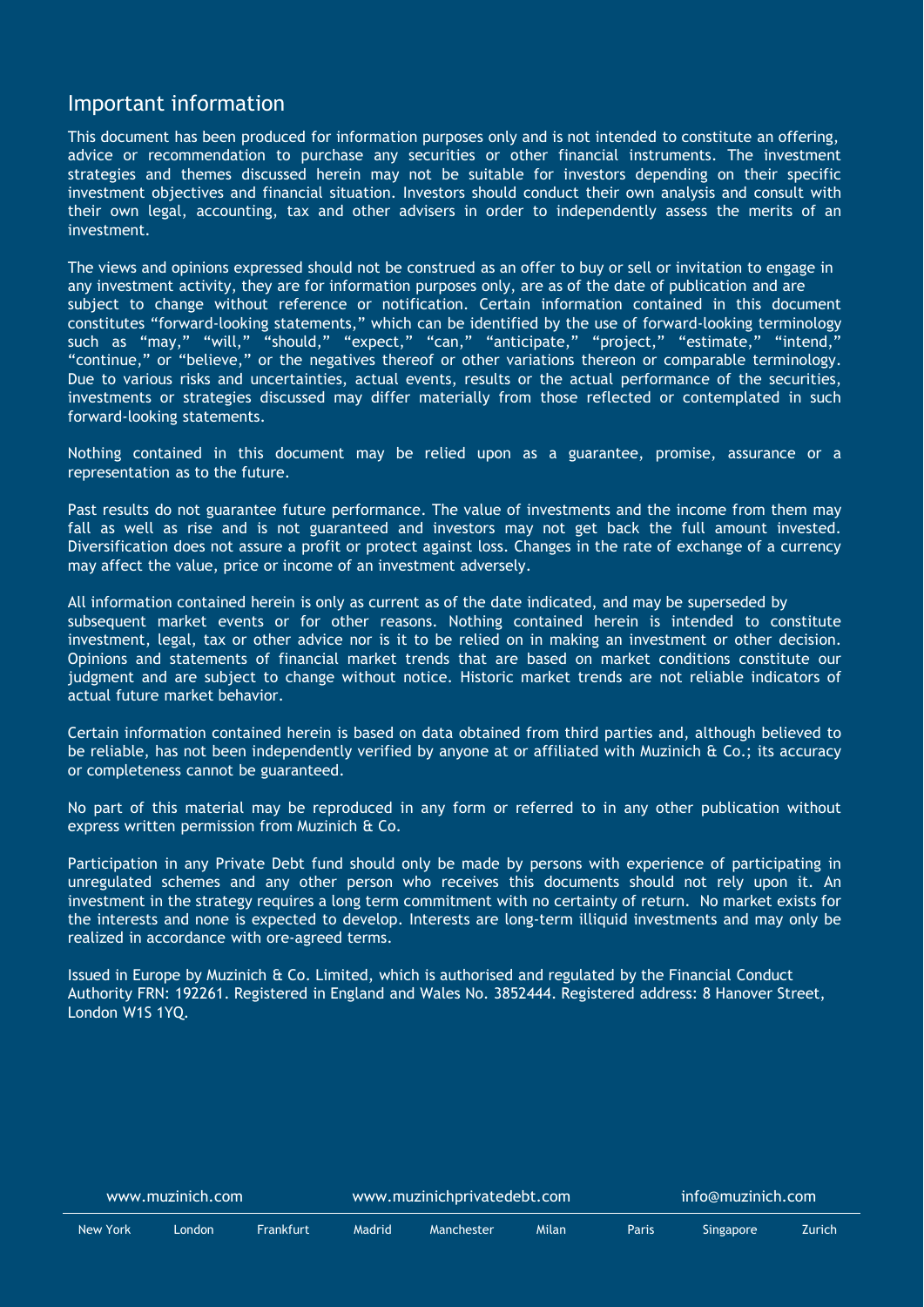## Important information

This document has been produced for information purposes only and is not intended to constitute an offering, advice or recommendation to purchase any securities or other financial instruments. The investment strategies and themes discussed herein may not be suitable for investors depending on their specific investment objectives and financial situation. Investors should conduct their own analysis and consult with their own legal, accounting, tax and other advisers in order to independently assess the merits of an investment.

The views and opinions expressed should not be construed as an offer to buy or sell or invitation to engage in any investment activity, they are for information purposes only, are as of the date of publication and are subject to change without reference or notification. Certain information contained in this document constitutes "forward-looking statements," which can be identified by the use of forward-looking terminology such as "may," "will," "should," "expect," "can," "anticipate," "project," "estimate," "intend," "continue," or "believe," or the negatives thereof or other variations thereon or comparable terminology. Due to various risks and uncertainties, actual events, results or the actual performance of the securities, investments or strategies discussed may differ materially from those reflected or contemplated in such forward-looking statements.

Nothing contained in this document may be relied upon as a guarantee, promise, assurance or a representation as to the future.

Past results do not guarantee future performance. The value of investments and the income from them may fall as well as rise and is not guaranteed and investors may not get back the full amount invested. Diversification does not assure a profit or protect against loss. Changes in the rate of exchange of a currency may affect the value, price or income of an investment adversely.

All information contained herein is only as current as of the date indicated, and may be superseded by subsequent market events or for other reasons. Nothing contained herein is intended to constitute investment, legal, tax or other advice nor is it to be relied on in making an investment or other decision. Opinions and statements of financial market trends that are based on market conditions constitute our judgment and are subject to change without notice. Historic market trends are not reliable indicators of actual future market behavior.

Certain information contained herein is based on data obtained from third parties and, although believed to be reliable, has not been independently verified by anyone at or affiliated with Muzinich & Co.; its accuracy or completeness cannot be guaranteed.

No part of this material may be reproduced in any form or referred to in any other publication without express written permission from Muzinich & Co.

Participation in any Private Debt fund should only be made by persons with experience of participating in unregulated schemes and any other person who receives this documents should not rely upon it. An investment in the strategy requires a long term commitment with no certainty of return. No market exists for the interests and none is expected to develop. Interests are long-term illiquid investments and may only be realized in accordance with ore-agreed terms.

Issued in Europe by Muzinich & Co. Limited, which is authorised and regulated by the Financial Conduct Authority FRN: 192261. Registered in England and Wales No. 3852444. Registered address: 8 Hanover Street, London W1S 1YQ.

www.muzinich.com www.muzinichprivatedebt.com info@muzinich.com

New York London Frankfurt Madrid Manchester Milan Paris Singapore Zurich